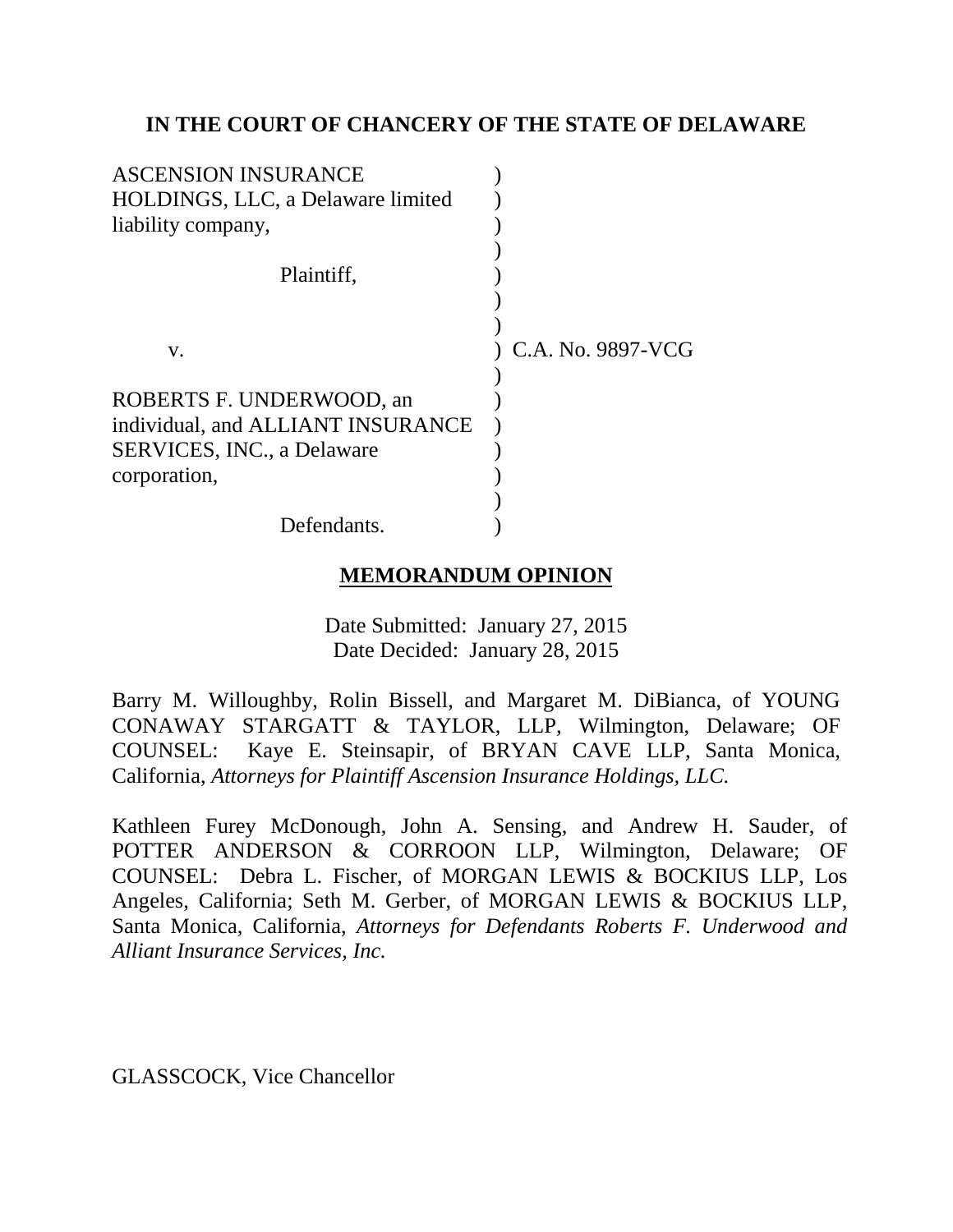**IN THE COURT OF CHANCERY OF THE STATE OF DELAWARE**

ASCENSION INSURANCE HOLDINGS, LLC, a Delaware limited liability company,

Plaintiff,

v.

ROBERTS F. UNDERWOOD, an individual, and ALLIANT INSURANCE SERVICES, INC., a Delaware corporation,

Defendants.

C.A. No. 9897-VCG

**MEMORANDUM OPINION**

Date Submitted: January 27, 2015
Date Decided: January 28, 2015

Barry M. Willoughby, Rolin Bissell, and Margaret M. DiBianca, of YOUNG CONAWAY STARGATT & TAYLOR, LLP, Wilmington, Delaware; OF COUNSEL: Kaye E. Steinsapir, of BRYAN CAVE LLP, Santa Monica, California, *Attorneys for Plaintiff Ascension Insurance Holdings, LLC.*

Kathleen Furey McDonough, John A. Sensing, and Andrew H. Sauder, of POTTER ANDERSON & CORROON LLP, Wilmington, Delaware; OF COUNSEL: Debra L. Fischer, of MORGAN LEWIS & BOCKIUS LLP, Los Angeles, California; Seth M. Gerber, of MORGAN LEWIS & BOCKIUS LLP, Santa Monica, California, *Attorneys for Defendants Roberts F. Underwood and Alliant Insurance Services, Inc.*

GLASSCOCK, Vice Chancellor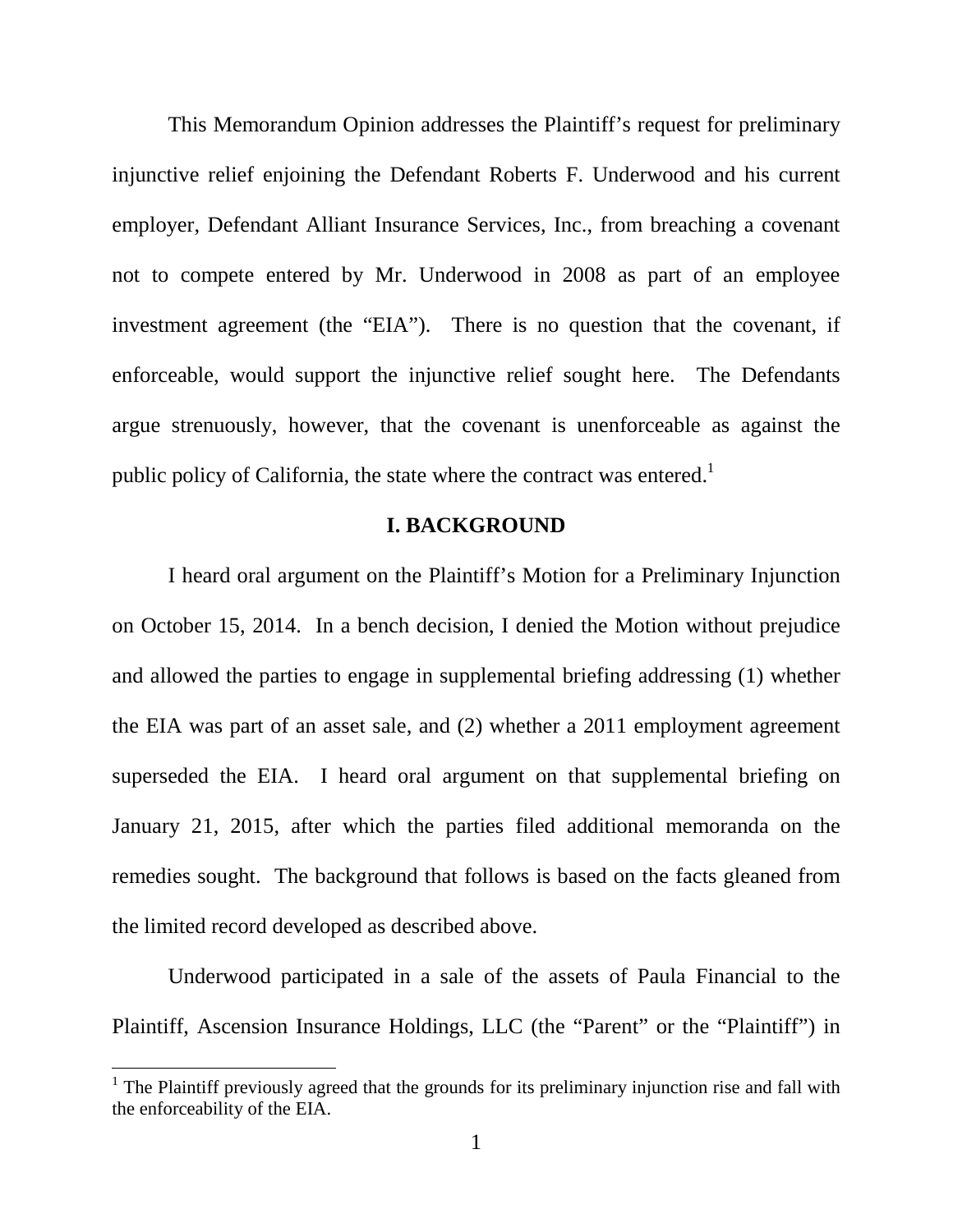This Memorandum Opinion addresses the Plaintiff's request for preliminary injunctive relief enjoining the Defendant Roberts F. Underwood and his current employer, Defendant Alliant Insurance Services, Inc., from breaching a covenant not to compete entered by Mr. Underwood in 2008 as part of an employee investment agreement (the "EIA"). There is no question that the covenant, if enforceable, would support the injunctive relief sought here. The Defendants argue strenuously, however, that the covenant is unenforceable as against the public policy of California, the state where the contract was entered.[1]

## I. BACKGROUND

I heard oral argument on the Plaintiff's Motion for a Preliminary Injunction on October 15, 2014. In a bench decision, I denied the Motion without prejudice and allowed the parties to engage in supplemental briefing addressing (1) whether the EIA was part of an asset sale, and (2) whether a 2011 employment agreement superseded the EIA. I heard oral argument on that supplemental briefing on January 21, 2015, after which the parties filed additional memoranda on the remedies sought. The background that follows is based on the facts gleaned from the limited record developed as described above.

Underwood participated in a sale of the assets of Paula Financial to the Plaintiff, Ascension Insurance Holdings, LLC (the "Parent" or the "Plaintiff") in

[1] The Plaintiff previously agreed that the grounds for its preliminary injunction rise and fall with the enforceability of the EIA.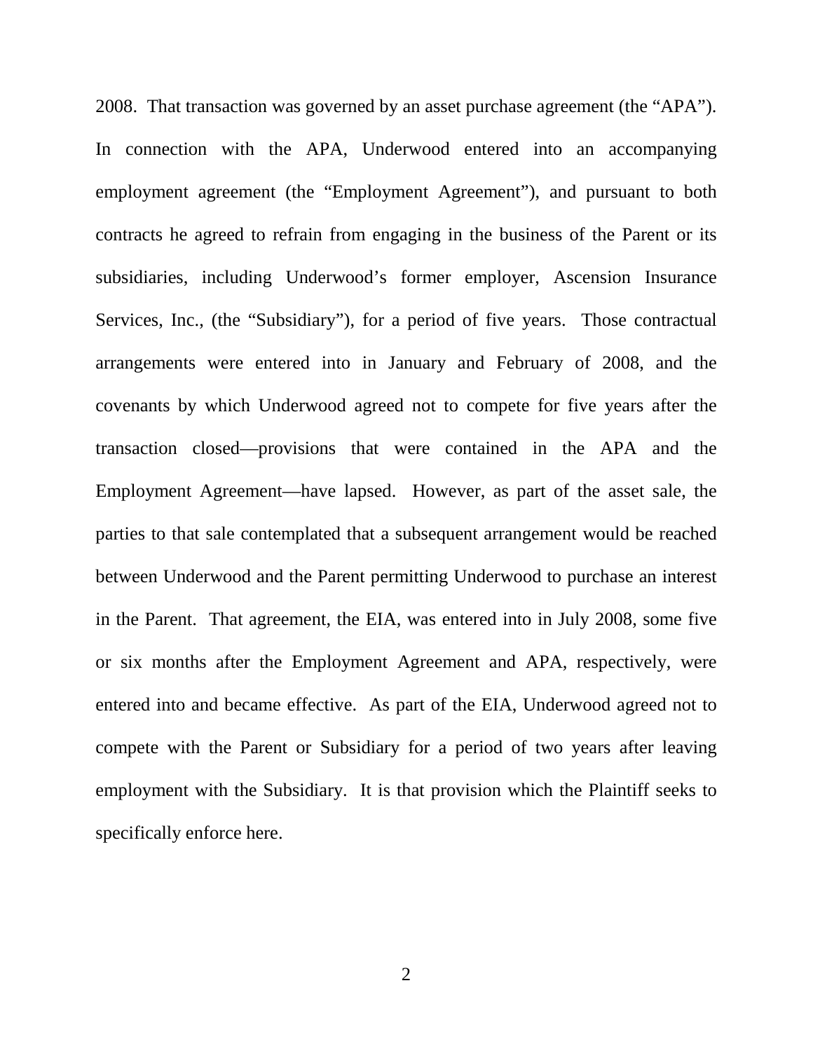2008. That transaction was governed by an asset purchase agreement (the "APA"). In connection with the APA, Underwood entered into an accompanying employment agreement (the "Employment Agreement"), and pursuant to both contracts he agreed to refrain from engaging in the business of the Parent or its subsidiaries, including Underwood's former employer, Ascension Insurance Services, Inc., (the "Subsidiary"), for a period of five years. Those contractual arrangements were entered into in January and February of 2008, and the covenants by which Underwood agreed not to compete for five years after the transaction closed—provisions that were contained in the APA and the Employment Agreement—have lapsed. However, as part of the asset sale, the parties to that sale contemplated that a subsequent arrangement would be reached between Underwood and the Parent permitting Underwood to purchase an interest in the Parent. That agreement, the EIA, was entered into in July 2008, some five or six months after the Employment Agreement and APA, respectively, were entered into and became effective. As part of the EIA, Underwood agreed not to compete with the Parent or Subsidiary for a period of two years after leaving employment with the Subsidiary. It is that provision which the Plaintiff seeks to specifically enforce here.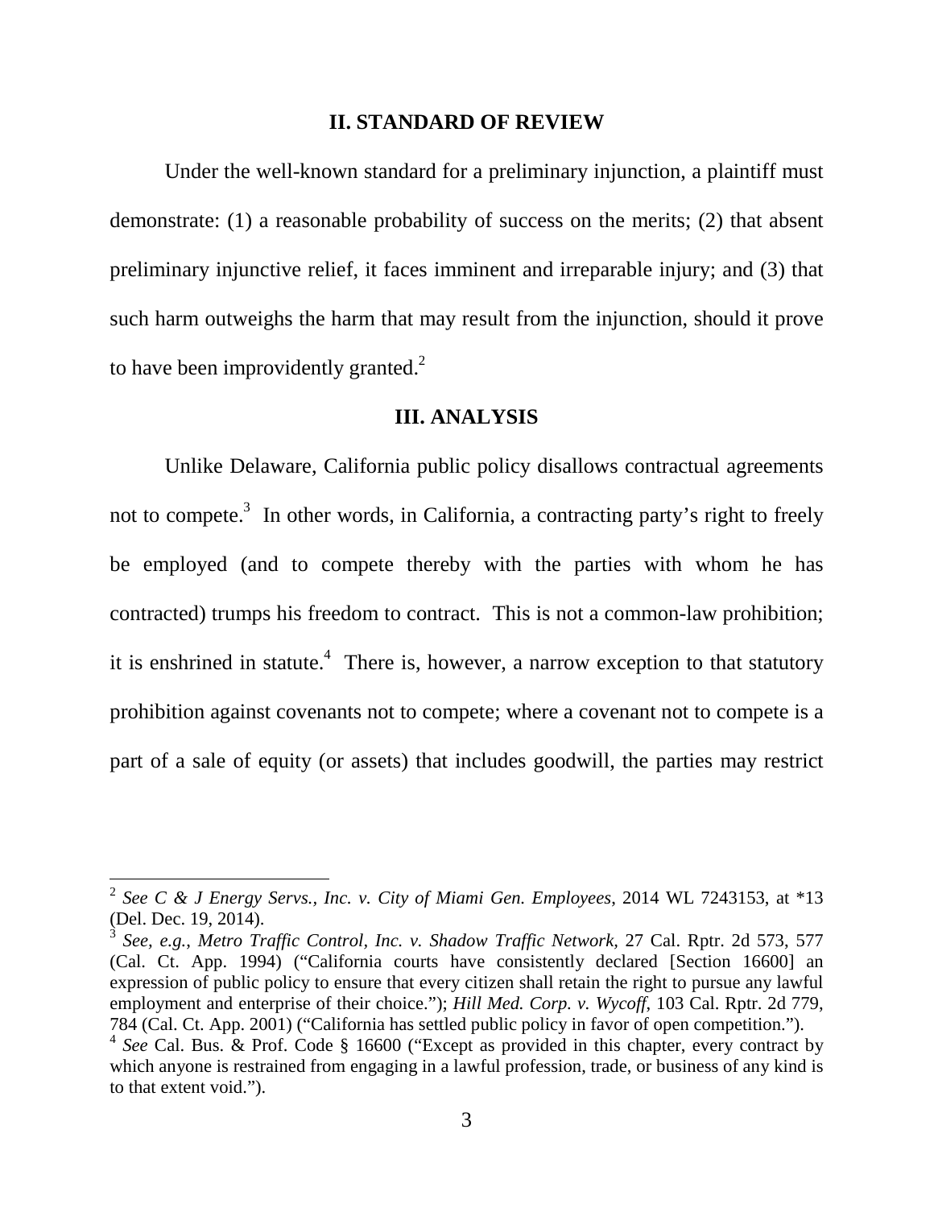## II. STANDARD OF REVIEW

Under the well-known standard for a preliminary injunction, a plaintiff must demonstrate: (1) a reasonable probability of success on the merits; (2) that absent preliminary injunctive relief, it faces imminent and irreparable injury; and (3) that such harm outweighs the harm that may result from the injunction, should it prove to have been improvidently granted.[2]

## III. ANALYSIS

Unlike Delaware, California public policy disallows contractual agreements not to compete.[3] In other words, in California, a contracting party's right to freely be employed (and to compete thereby with the parties with whom he has contracted) trumps his freedom to contract. This is not a common-law prohibition; it is enshrined in statute.[4] There is, however, a narrow exception to that statutory prohibition against covenants not to compete; where a covenant not to compete is a part of a sale of equity (or assets) that includes goodwill, the parties may restrict

---

[2] *See C & J Energy Servs., Inc. v. City of Miami Gen. Employees*, 2014 WL 7243153, at *13 (Del. Dec. 19, 2014).

[3] *See, e.g.*, *Metro Traffic Control, Inc. v. Shadow Traffic Network*, 27 Cal. Rptr. 2d 573, 577 (Cal. Ct. App. 1994) ("California courts have consistently declared [Section 16600] an expression of public policy to ensure that every citizen shall retain the right to pursue any lawful employment and enterprise of their choice."); *Hill Med. Corp. v. Wycoff*, 103 Cal. Rptr. 2d 779, 784 (Cal. Ct. App. 2001) ("California has settled public policy in favor of open competition.").

[4] *See* Cal. Bus. & Prof. Code § 16600 ("Except as provided in this chapter, every contract by which anyone is restrained from engaging in a lawful profession, trade, or business of any kind is to that extent void.").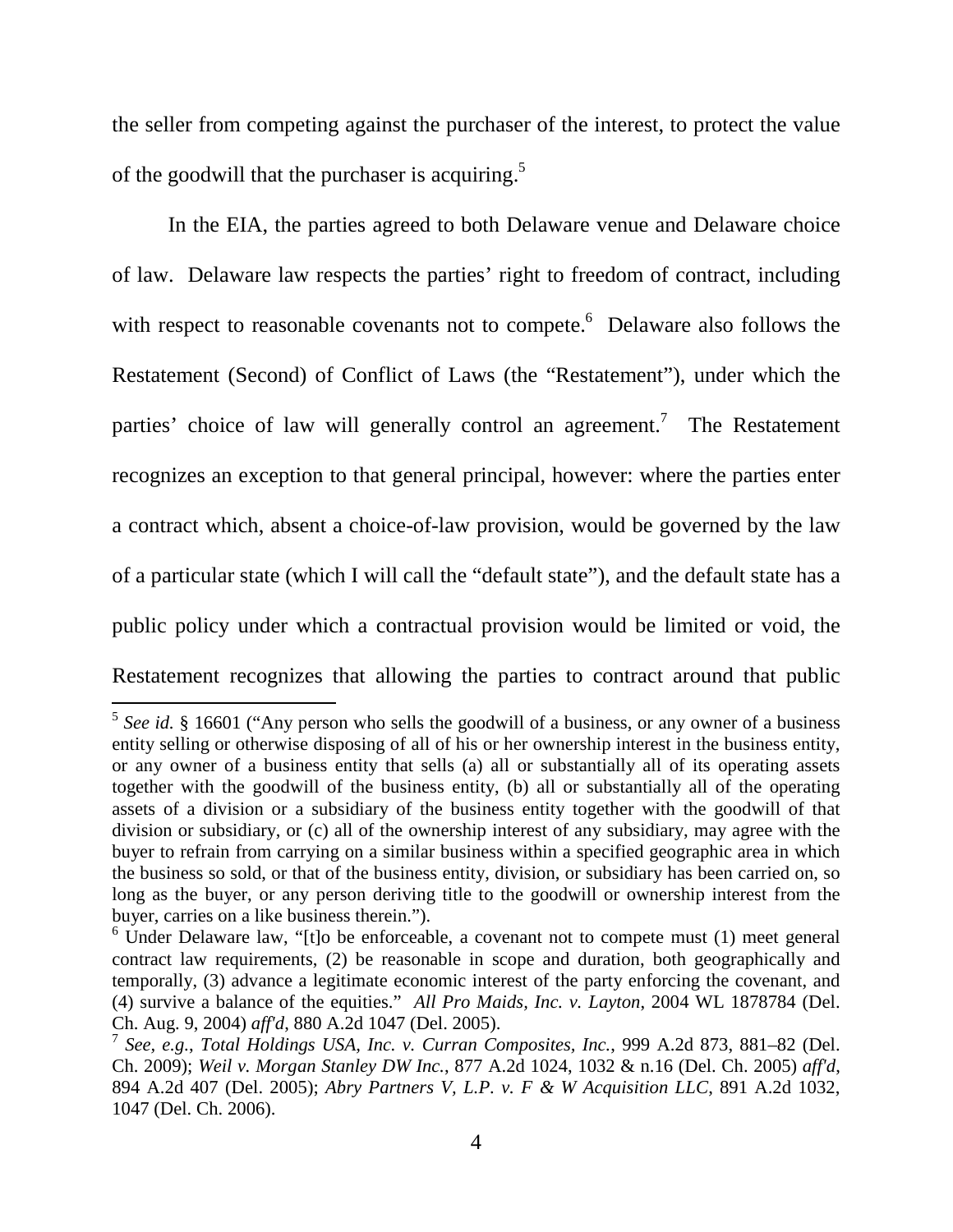the seller from competing against the purchaser of the interest, to protect the value of the goodwill that the purchaser is acquiring.[5]

In the EIA, the parties agreed to both Delaware venue and Delaware choice of law. Delaware law respects the parties' right to freedom of contract, including with respect to reasonable covenants not to compete.[6] Delaware also follows the Restatement (Second) of Conflict of Laws (the "Restatement"), under which the parties' choice of law will generally control an agreement.[7] The Restatement recognizes an exception to that general principal, however: where the parties enter a contract which, absent a choice-of-law provision, would be governed by the law of a particular state (which I will call the "default state"), and the default state has a public policy under which a contractual provision would be limited or void, the Restatement recognizes that allowing the parties to contract around that public

---

[5] *See id.* § 16601 ("Any person who sells the goodwill of a business, or any owner of a business entity selling or otherwise disposing of all of his or her ownership interest in the business entity, or any owner of a business entity that sells (a) all or substantially all of its operating assets together with the goodwill of the business entity, (b) all or substantially all of the operating assets of a division or a subsidiary of the business entity together with the goodwill of that division or subsidiary, or (c) all of the ownership interest of any subsidiary, may agree with the buyer to refrain from carrying on a similar business within a specified geographic area in which the business so sold, or that of the business entity, division, or subsidiary has been carried on, so long as the buyer, or any person deriving title to the goodwill or ownership interest from the buyer, carries on a like business therein.").

[6] Under Delaware law, "[t]o be enforceable, a covenant not to compete must (1) meet general contract law requirements, (2) be reasonable in scope and duration, both geographically and temporally, (3) advance a legitimate economic interest of the party enforcing the covenant, and (4) survive a balance of the equities." *All Pro Maids, Inc. v. Layton*, 2004 WL 1878784 (Del. Ch. Aug. 9, 2004) *aff'd*, 880 A.2d 1047 (Del. 2005).

[7] *See, e.g.*, *Total Holdings USA, Inc. v. Curran Composites, Inc.*, 999 A.2d 873, 881–82 (Del. Ch. 2009); *Weil v. Morgan Stanley DW Inc.*, 877 A.2d 1024, 1032 & n.16 (Del. Ch. 2005) *aff'd*, 894 A.2d 407 (Del. 2005); *Abry Partners V, L.P. v. F & W Acquisition LLC*, 891 A.2d 1032, 1047 (Del. Ch. 2006).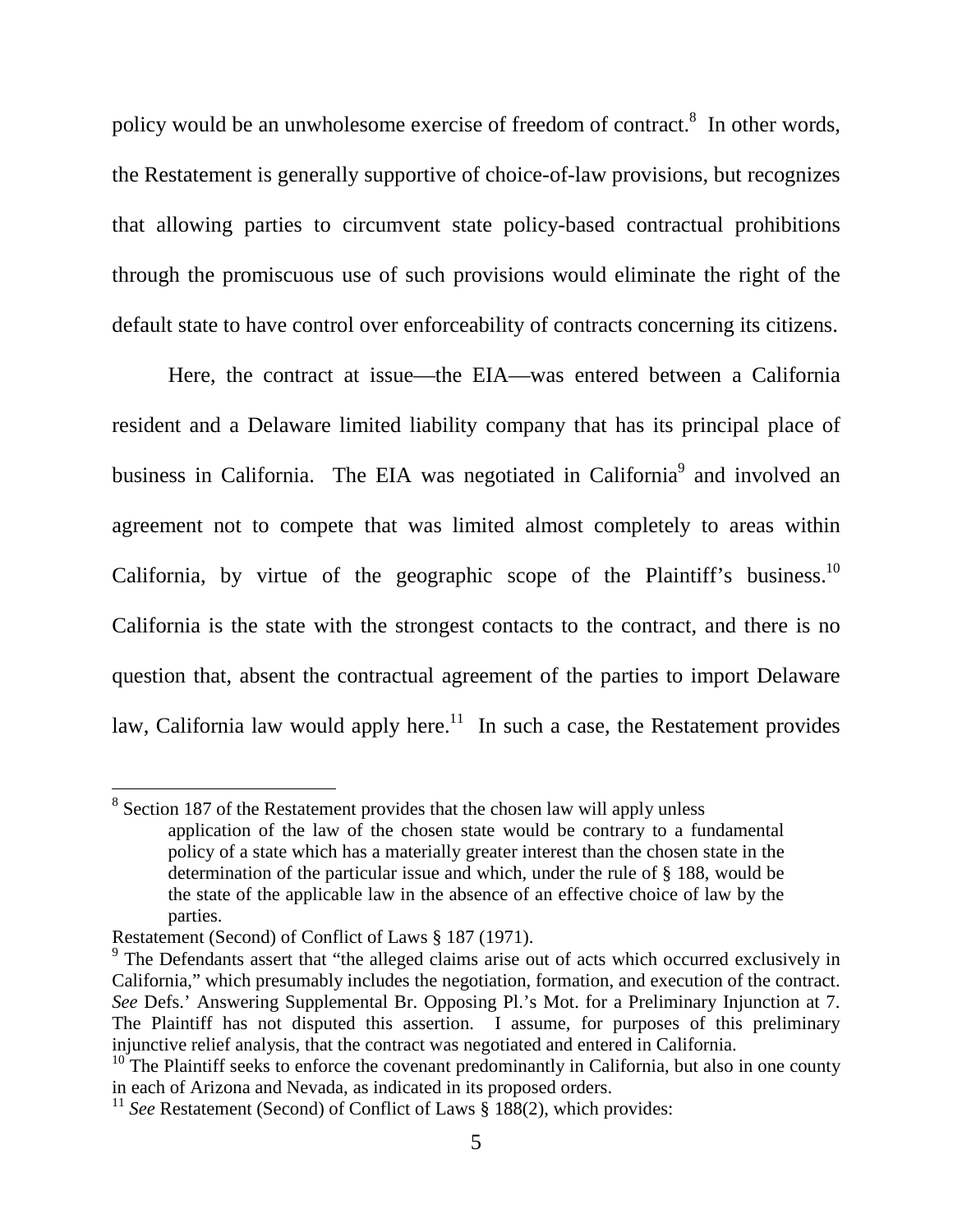policy would be an unwholesome exercise of freedom of contract.[8] In other words, the Restatement is generally supportive of choice-of-law provisions, but recognizes that allowing parties to circumvent state policy-based contractual prohibitions through the promiscuous use of such provisions would eliminate the right of the default state to have control over enforceability of contracts concerning its citizens.

Here, the contract at issue—the EIA—was entered between a California resident and a Delaware limited liability company that has its principal place of business in California. The EIA was negotiated in California[9] and involved an agreement not to compete that was limited almost completely to areas within California, by virtue of the geographic scope of the Plaintiff's business.[10] California is the state with the strongest contacts to the contract, and there is no question that, absent the contractual agreement of the parties to import Delaware law, California law would apply here.[11] In such a case, the Restatement provides

---

[8] Section 187 of the Restatement provides that the chosen law will apply unless

> application of the law of the chosen state would be contrary to a fundamental policy of a state which has a materially greater interest than the chosen state in the determination of the particular issue and which, under the rule of § 188, would be the state of the applicable law in the absence of an effective choice of law by the parties.

Restatement (Second) of Conflict of Laws § 187 (1971).

[9] The Defendants assert that "the alleged claims arise out of acts which occurred exclusively in California," which presumably includes the negotiation, formation, and execution of the contract. *See* Defs.' Answering Supplemental Br. Opposing Pl.'s Mot. for a Preliminary Injunction at 7. The Plaintiff has not disputed this assertion. I assume, for purposes of this preliminary injunctive relief analysis, that the contract was negotiated and entered in California.

[10] The Plaintiff seeks to enforce the covenant predominantly in California, but also in one county in each of Arizona and Nevada, as indicated in its proposed orders.

[11] *See* Restatement (Second) of Conflict of Laws § 188(2), which provides: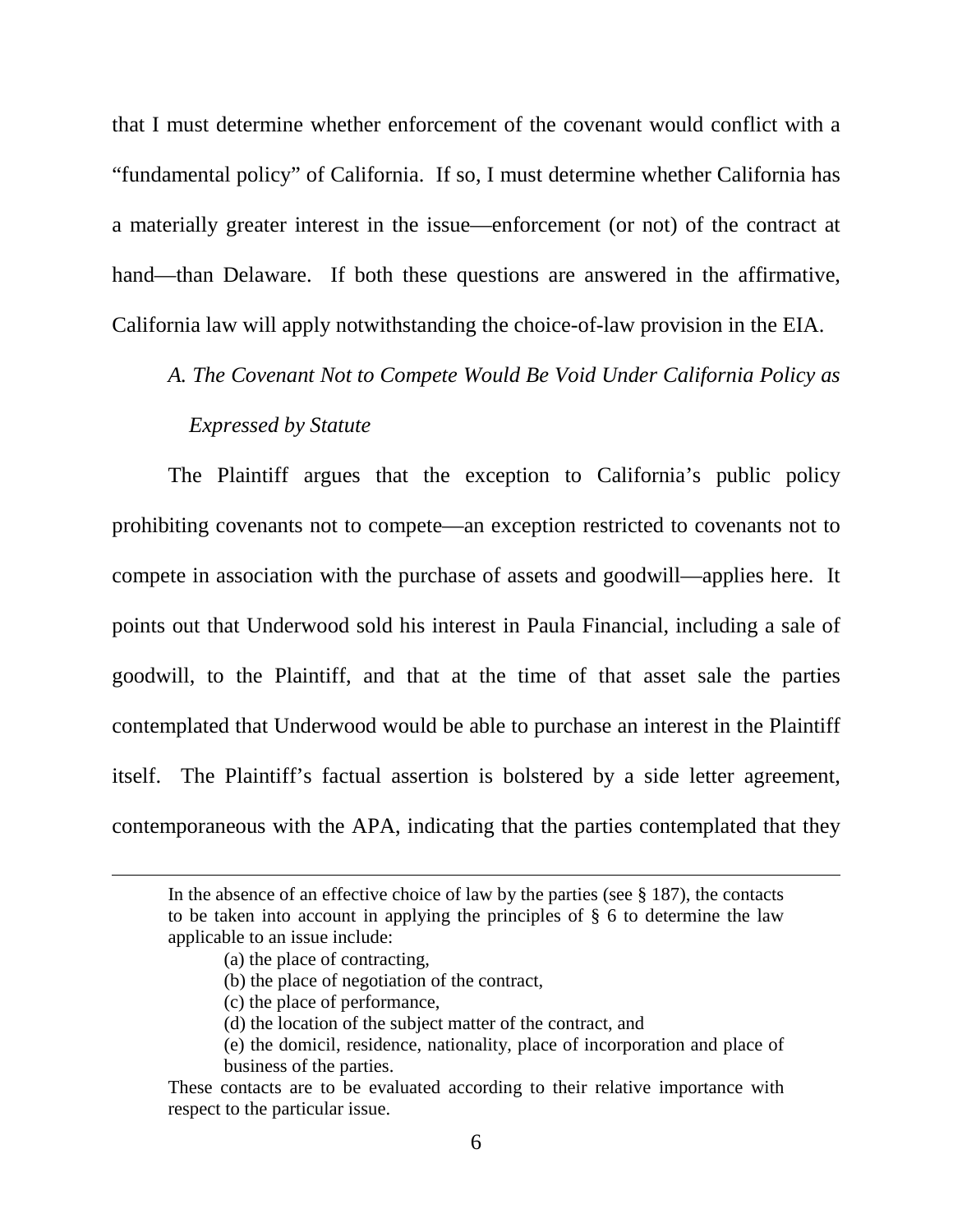that I must determine whether enforcement of the covenant would conflict with a "fundamental policy" of California. If so, I must determine whether California has a materially greater interest in the issue—enforcement (or not) of the contract at hand—than Delaware. If both these questions are answered in the affirmative, California law will apply notwithstanding the choice-of-law provision in the EIA.

*A. The Covenant Not to Compete Would Be Void Under California Policy as Expressed by Statute*

The Plaintiff argues that the exception to California's public policy prohibiting covenants not to compete—an exception restricted to covenants not to compete in association with the purchase of assets and goodwill—applies here. It points out that Underwood sold his interest in Paula Financial, including a sale of goodwill, to the Plaintiff, and that at the time of that asset sale the parties contemplated that Underwood would be able to purchase an interest in the Plaintiff itself. The Plaintiff's factual assertion is bolstered by a side letter agreement, contemporaneous with the APA, indicating that the parties contemplated that they

---

In the absence of an effective choice of law by the parties (see § 187), the contacts to be taken into account in applying the principles of § 6 to determine the law applicable to an issue include:

(a) the place of contracting,

(b) the place of negotiation of the contract,

(c) the place of performance,

(d) the location of the subject matter of the contract, and

(e) the domicil, residence, nationality, place of incorporation and place of business of the parties.

These contacts are to be evaluated according to their relative importance with respect to the particular issue.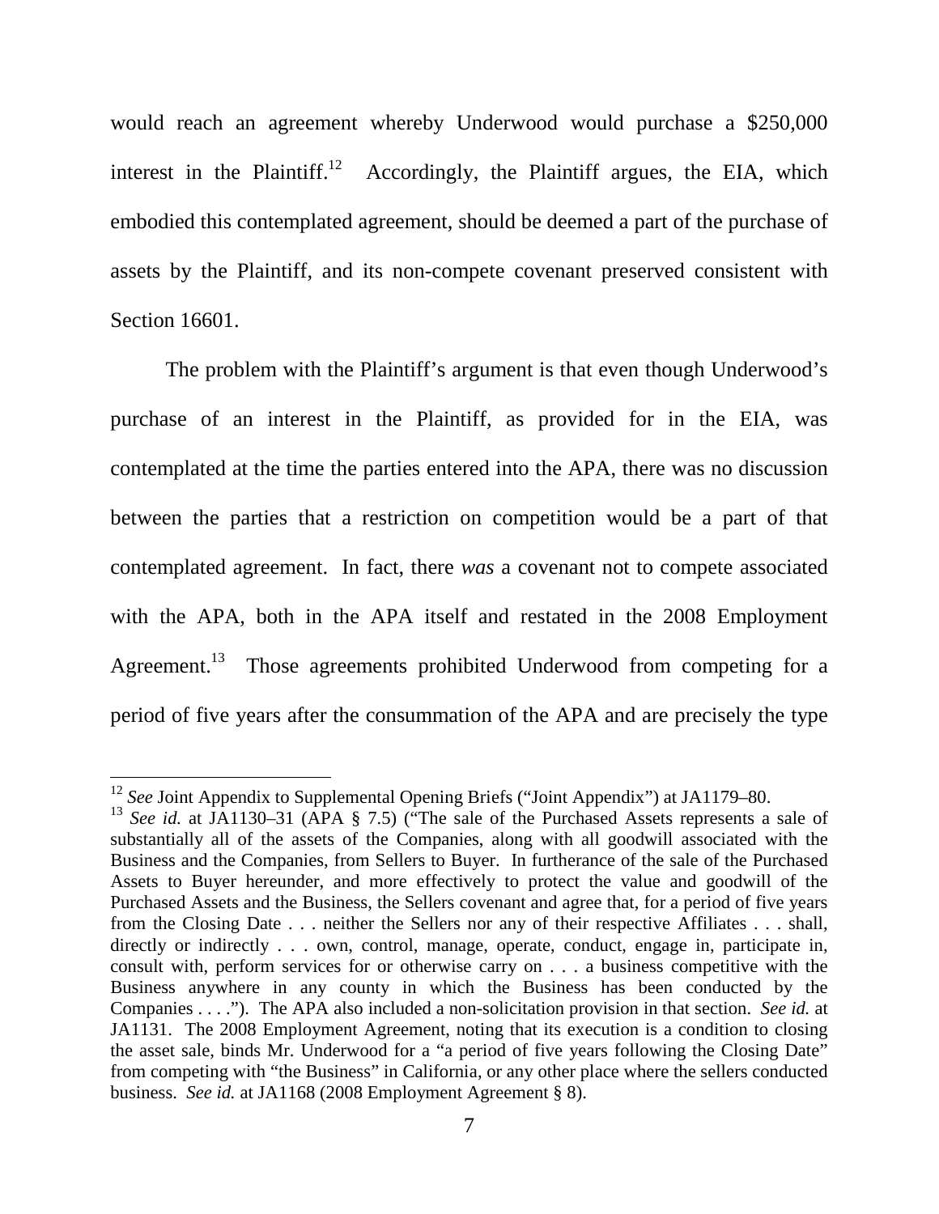would reach an agreement whereby Underwood would purchase a $250,000 interest in the Plaintiff.[12] Accordingly, the Plaintiff argues, the EIA, which embodied this contemplated agreement, should be deemed a part of the purchase of assets by the Plaintiff, and its non-compete covenant preserved consistent with Section 16601.

The problem with the Plaintiff's argument is that even though Underwood's purchase of an interest in the Plaintiff, as provided for in the EIA, was contemplated at the time the parties entered into the APA, there was no discussion between the parties that a restriction on competition would be a part of that contemplated agreement. In fact, there *was* a covenant not to compete associated with the APA, both in the APA itself and restated in the 2008 Employment Agreement.[13] Those agreements prohibited Underwood from competing for a period of five years after the consummation of the APA and are precisely the type

---

[12] *See* Joint Appendix to Supplemental Opening Briefs ("Joint Appendix") at JA1179–80.

[13] *See id.* at JA1130–31 (APA § 7.5) ("The sale of the Purchased Assets represents a sale of substantially all of the assets of the Companies, along with all goodwill associated with the Business and the Companies, from Sellers to Buyer. In furtherance of the sale of the Purchased Assets to Buyer hereunder, and more effectively to protect the value and goodwill of the Purchased Assets and the Business, the Sellers covenant and agree that, for a period of five years from the Closing Date . . . neither the Sellers nor any of their respective Affiliates . . . shall, directly or indirectly . . . own, control, manage, operate, conduct, engage in, participate in, consult with, perform services for or otherwise carry on . . . a business competitive with the Business anywhere in any county in which the Business has been conducted by the Companies . . . ."). The APA also included a non-solicitation provision in that section. *See id.* at JA1131. The 2008 Employment Agreement, noting that its execution is a condition to closing the asset sale, binds Mr. Underwood for a "a period of five years following the Closing Date" from competing with "the Business" in California, or any other place where the sellers conducted business. *See id.* at JA1168 (2008 Employment Agreement § 8).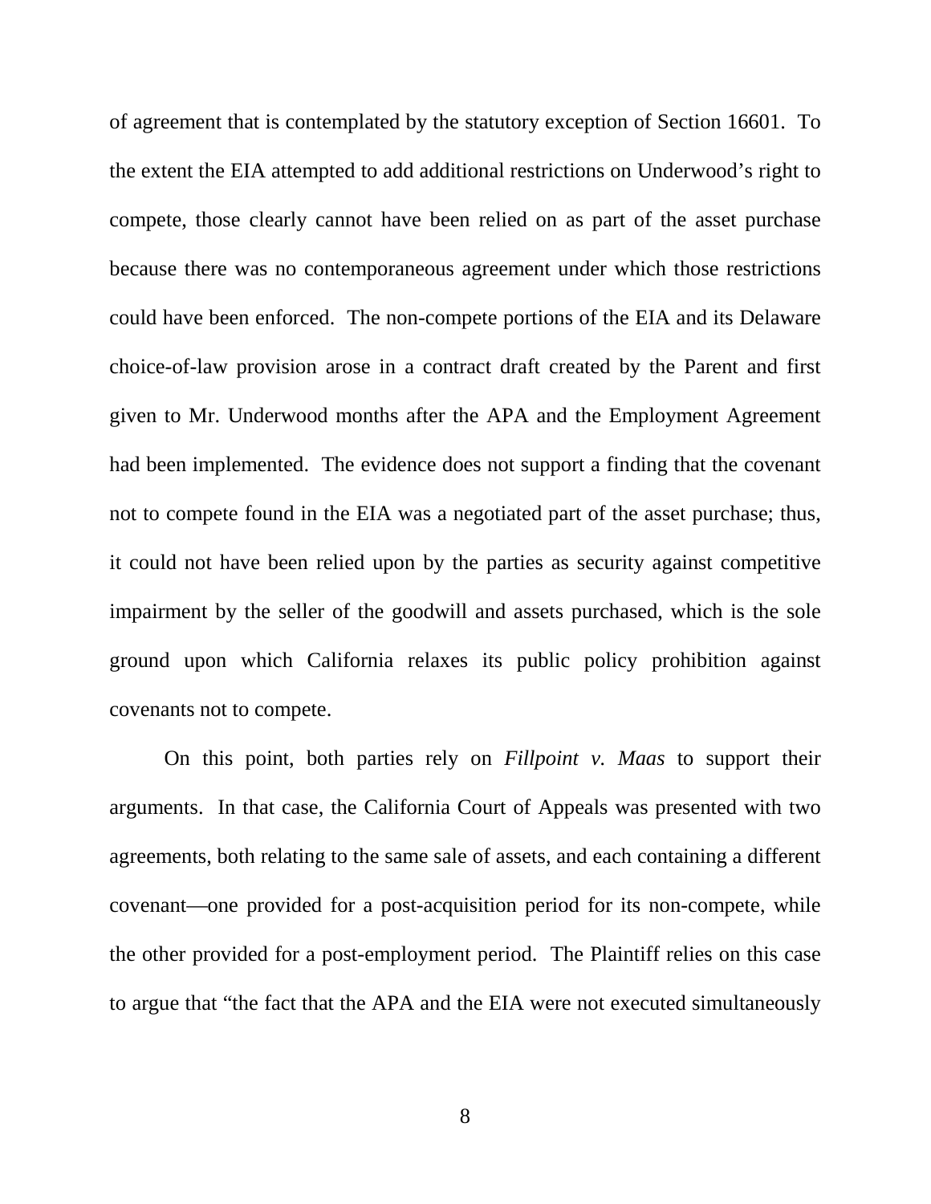of agreement that is contemplated by the statutory exception of Section 16601. To the extent the EIA attempted to add additional restrictions on Underwood's right to compete, those clearly cannot have been relied on as part of the asset purchase because there was no contemporaneous agreement under which those restrictions could have been enforced. The non-compete portions of the EIA and its Delaware choice-of-law provision arose in a contract draft created by the Parent and first given to Mr. Underwood months after the APA and the Employment Agreement had been implemented. The evidence does not support a finding that the covenant not to compete found in the EIA was a negotiated part of the asset purchase; thus, it could not have been relied upon by the parties as security against competitive impairment by the seller of the goodwill and assets purchased, which is the sole ground upon which California relaxes its public policy prohibition against covenants not to compete.

On this point, both parties rely on *Fillpoint v. Maas* to support their arguments. In that case, the California Court of Appeals was presented with two agreements, both relating to the same sale of assets, and each containing a different covenant—one provided for a post-acquisition period for its non-compete, while the other provided for a post-employment period. The Plaintiff relies on this case to argue that "the fact that the APA and the EIA were not executed simultaneously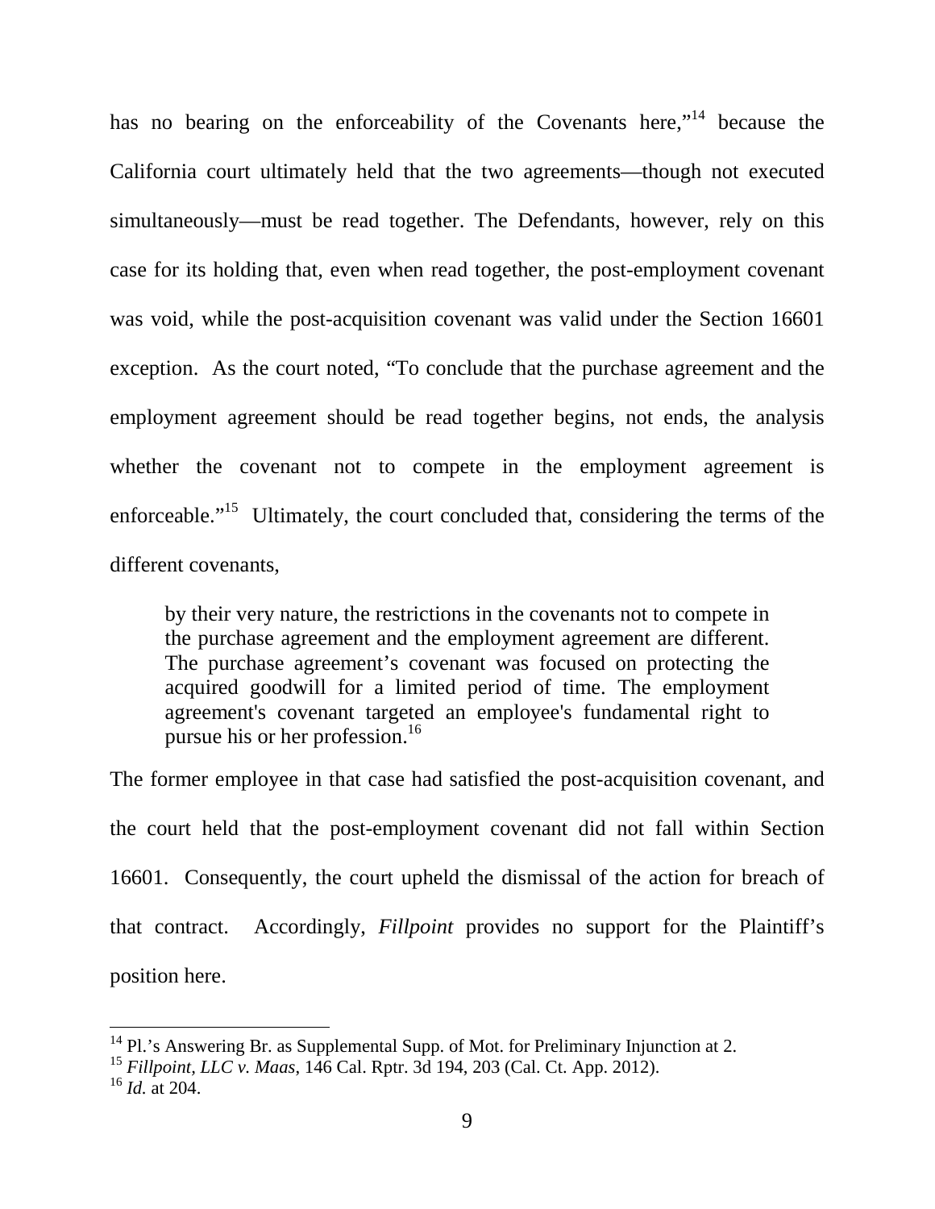has no bearing on the enforceability of the Covenants here,"[14] because the California court ultimately held that the two agreements—though not executed simultaneously—must be read together. The Defendants, however, rely on this case for its holding that, even when read together, the post-employment covenant was void, while the post-acquisition covenant was valid under the Section 16601 exception. As the court noted, "To conclude that the purchase agreement and the employment agreement should be read together begins, not ends, the analysis whether the covenant not to compete in the employment agreement is enforceable."[15] Ultimately, the court concluded that, considering the terms of the different covenants,

> by their very nature, the restrictions in the covenants not to compete in the purchase agreement and the employment agreement are different. The purchase agreement's covenant was focused on protecting the acquired goodwill for a limited period of time. The employment agreement's covenant targeted an employee's fundamental right to pursue his or her profession.[16]

The former employee in that case had satisfied the post-acquisition covenant, and the court held that the post-employment covenant did not fall within Section 16601. Consequently, the court upheld the dismissal of the action for breach of that contract. Accordingly, *Fillpoint* provides no support for the Plaintiff's position here.

---

[14] Pl.'s Answering Br. as Supplemental Supp. of Mot. for Preliminary Injunction at 2.

[15] *Fillpoint, LLC v. Maas*, 146 Cal. Rptr. 3d 194, 203 (Cal. Ct. App. 2012).

[16] *Id.* at 204.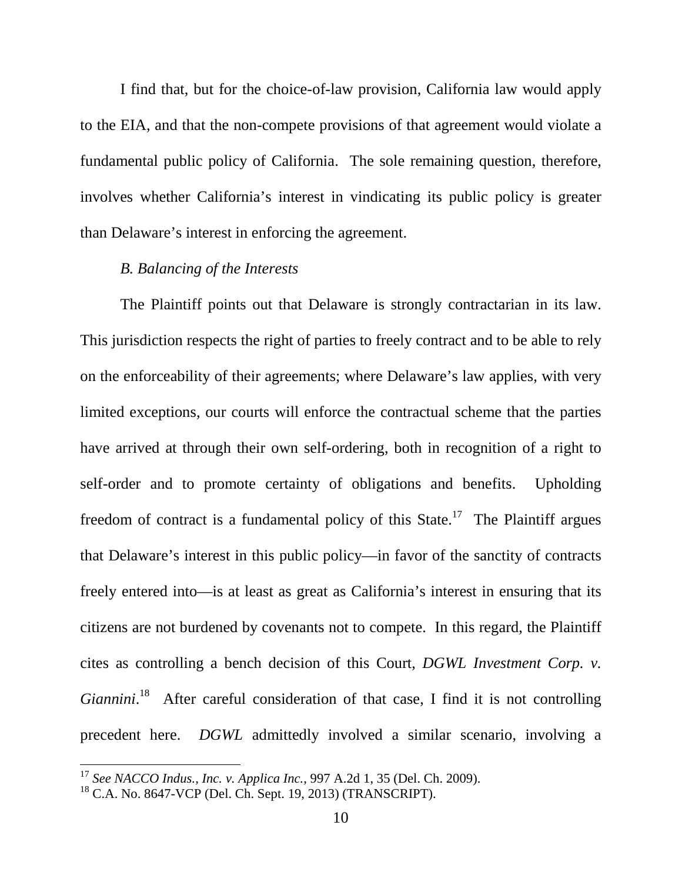I find that, but for the choice-of-law provision, California law would apply to the EIA, and that the non-compete provisions of that agreement would violate a fundamental public policy of California. The sole remaining question, therefore, involves whether California's interest in vindicating its public policy is greater than Delaware's interest in enforcing the agreement.

*B. Balancing of the Interests*

The Plaintiff points out that Delaware is strongly contractarian in its law. This jurisdiction respects the right of parties to freely contract and to be able to rely on the enforceability of their agreements; where Delaware's law applies, with very limited exceptions, our courts will enforce the contractual scheme that the parties have arrived at through their own self-ordering, both in recognition of a right to self-order and to promote certainty of obligations and benefits. Upholding freedom of contract is a fundamental policy of this State.[17] The Plaintiff argues that Delaware's interest in this public policy—in favor of the sanctity of contracts freely entered into—is at least as great as California's interest in ensuring that its citizens are not burdened by covenants not to compete. In this regard, the Plaintiff cites as controlling a bench decision of this Court, *DGWL Investment Corp. v. Giannini*.[18] After careful consideration of that case, I find it is not controlling precedent here. *DGWL* admittedly involved a similar scenario, involving a

---

[17] *See NACCO Indus., Inc. v. Applica Inc.*, 997 A.2d 1, 35 (Del. Ch. 2009).

[18] C.A. No. 8647-VCP (Del. Ch. Sept. 19, 2013) (TRANSCRIPT).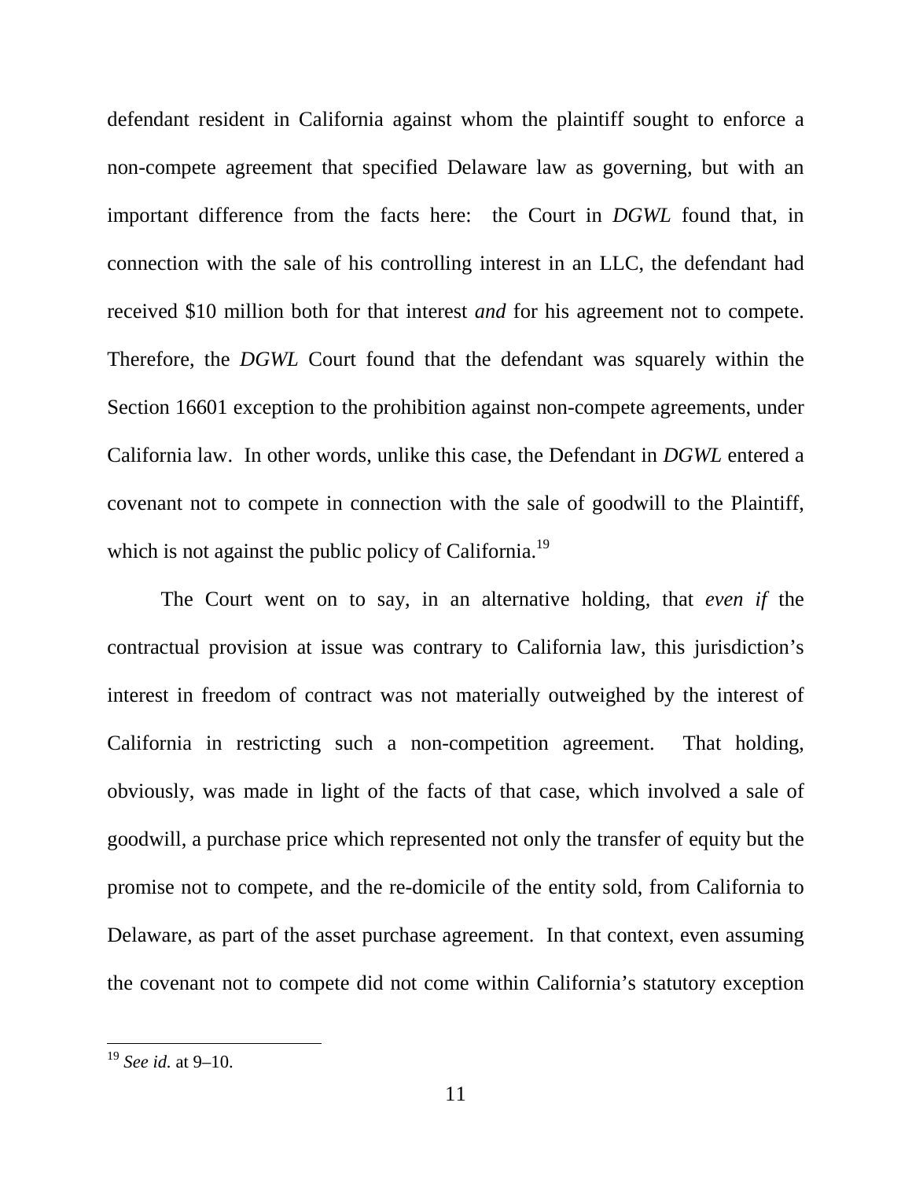defendant resident in California against whom the plaintiff sought to enforce a non-compete agreement that specified Delaware law as governing, but with an important difference from the facts here: the Court in *DGWL* found that, in connection with the sale of his controlling interest in an LLC, the defendant had received $10 million both for that interest *and* for his agreement not to compete. Therefore, the *DGWL* Court found that the defendant was squarely within the Section 16601 exception to the prohibition against non-compete agreements, under California law. In other words, unlike this case, the Defendant in *DGWL* entered a covenant not to compete in connection with the sale of goodwill to the Plaintiff, which is not against the public policy of California.[19]

The Court went on to say, in an alternative holding, that *even if* the contractual provision at issue was contrary to California law, this jurisdiction's interest in freedom of contract was not materially outweighed by the interest of California in restricting such a non-competition agreement. That holding, obviously, was made in light of the facts of that case, which involved a sale of goodwill, a purchase price which represented not only the transfer of equity but the promise not to compete, and the re-domicile of the entity sold, from California to Delaware, as part of the asset purchase agreement. In that context, even assuming the covenant not to compete did not come within California's statutory exception

---

[19] *See id.* at 9–10.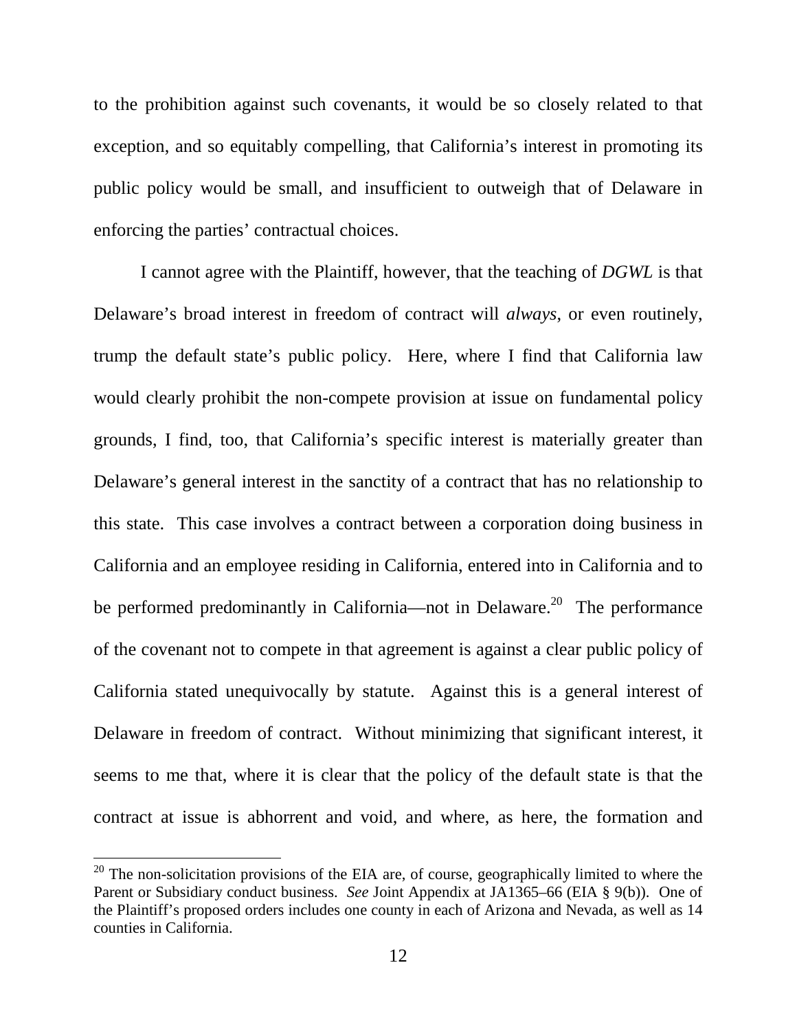to the prohibition against such covenants, it would be so closely related to that exception, and so equitably compelling, that California's interest in promoting its public policy would be small, and insufficient to outweigh that of Delaware in enforcing the parties' contractual choices.

I cannot agree with the Plaintiff, however, that the teaching of *DGWL* is that Delaware's broad interest in freedom of contract will *always*, or even routinely, trump the default state's public policy. Here, where I find that California law would clearly prohibit the non-compete provision at issue on fundamental policy grounds, I find, too, that California's specific interest is materially greater than Delaware's general interest in the sanctity of a contract that has no relationship to this state. This case involves a contract between a corporation doing business in California and an employee residing in California, entered into in California and to be performed predominantly in California—not in Delaware.[20] The performance of the covenant not to compete in that agreement is against a clear public policy of California stated unequivocally by statute. Against this is a general interest of Delaware in freedom of contract. Without minimizing that significant interest, it seems to me that, where it is clear that the policy of the default state is that the contract at issue is abhorrent and void, and where, as here, the formation and

[20] The non-solicitation provisions of the EIA are, of course, geographically limited to where the Parent or Subsidiary conduct business. *See* Joint Appendix at JA1365–66 (EIA § 9(b)). One of the Plaintiff's proposed orders includes one county in each of Arizona and Nevada, as well as 14 counties in California.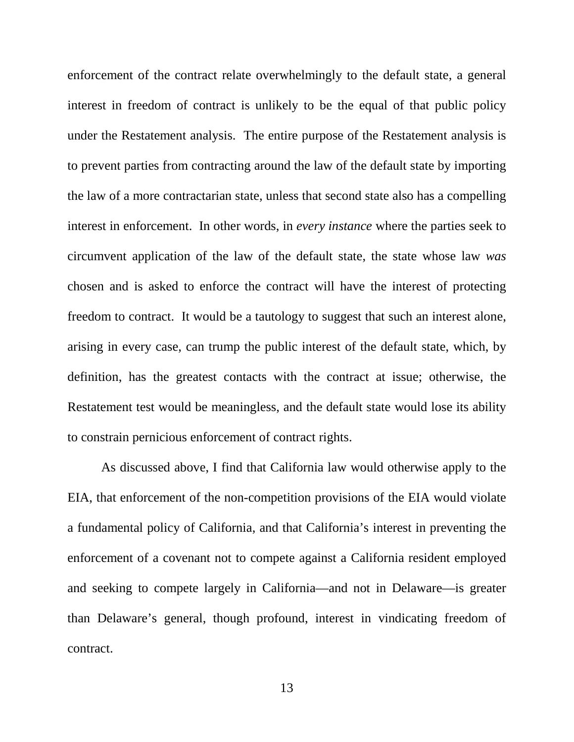enforcement of the contract relate overwhelmingly to the default state, a general interest in freedom of contract is unlikely to be the equal of that public policy under the Restatement analysis. The entire purpose of the Restatement analysis is to prevent parties from contracting around the law of the default state by importing the law of a more contractarian state, unless that second state also has a compelling interest in enforcement. In other words, in *every instance* where the parties seek to circumvent application of the law of the default state, the state whose law *was* chosen and is asked to enforce the contract will have the interest of protecting freedom to contract. It would be a tautology to suggest that such an interest alone, arising in every case, can trump the public interest of the default state, which, by definition, has the greatest contacts with the contract at issue; otherwise, the Restatement test would be meaningless, and the default state would lose its ability to constrain pernicious enforcement of contract rights.

As discussed above, I find that California law would otherwise apply to the EIA, that enforcement of the non-competition provisions of the EIA would violate a fundamental policy of California, and that California's interest in preventing the enforcement of a covenant not to compete against a California resident employed and seeking to compete largely in California—and not in Delaware—is greater than Delaware's general, though profound, interest in vindicating freedom of contract.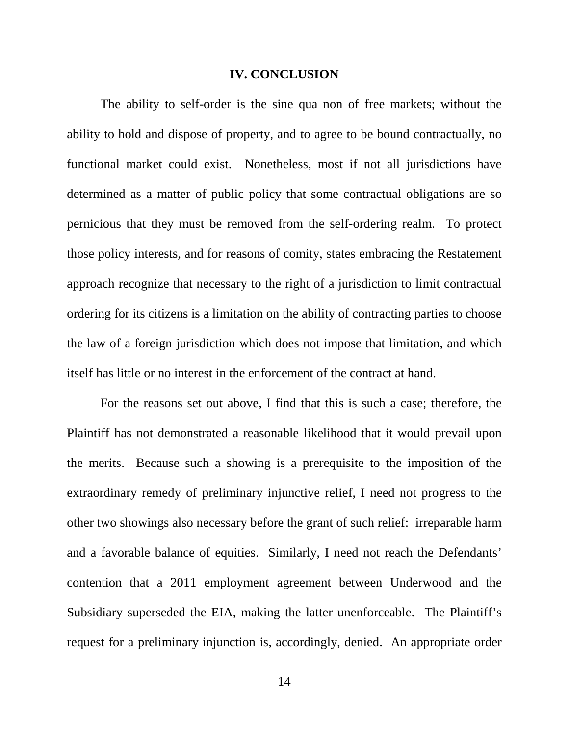## IV. CONCLUSION

The ability to self-order is the sine qua non of free markets; without the ability to hold and dispose of property, and to agree to be bound contractually, no functional market could exist. Nonetheless, most if not all jurisdictions have determined as a matter of public policy that some contractual obligations are so pernicious that they must be removed from the self-ordering realm. To protect those policy interests, and for reasons of comity, states embracing the Restatement approach recognize that necessary to the right of a jurisdiction to limit contractual ordering for its citizens is a limitation on the ability of contracting parties to choose the law of a foreign jurisdiction which does not impose that limitation, and which itself has little or no interest in the enforcement of the contract at hand.

For the reasons set out above, I find that this is such a case; therefore, the Plaintiff has not demonstrated a reasonable likelihood that it would prevail upon the merits. Because such a showing is a prerequisite to the imposition of the extraordinary remedy of preliminary injunctive relief, I need not progress to the other two showings also necessary before the grant of such relief: irreparable harm and a favorable balance of equities. Similarly, I need not reach the Defendants' contention that a 2011 employment agreement between Underwood and the Subsidiary superseded the EIA, making the latter unenforceable. The Plaintiff's request for a preliminary injunction is, accordingly, denied. An appropriate order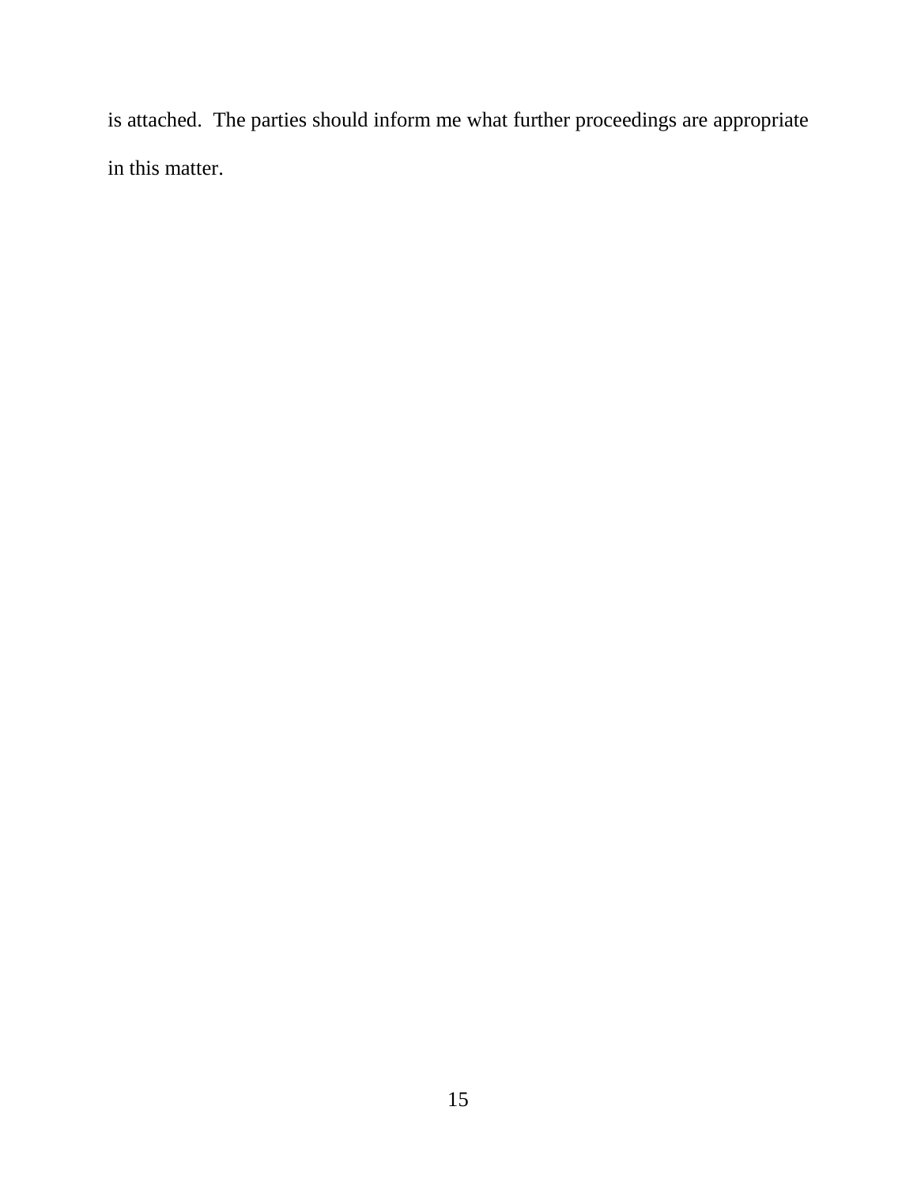is attached. The parties should inform me what further proceedings are appropriate in this matter.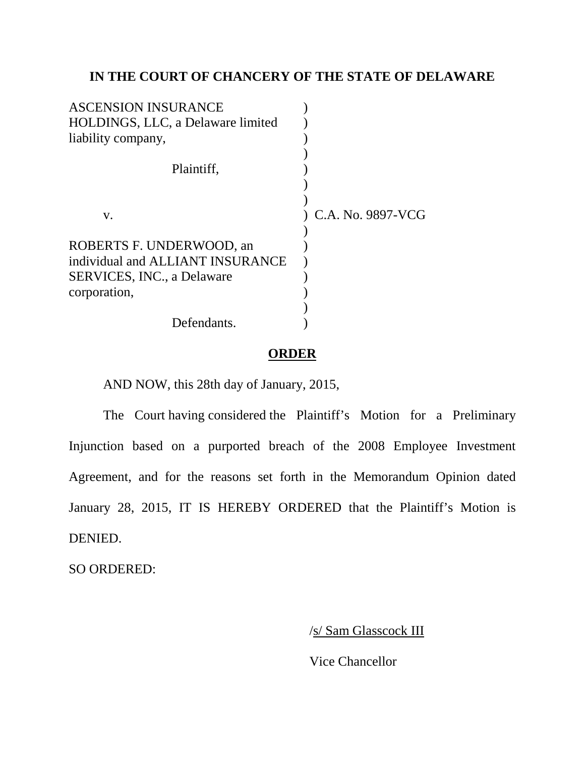**IN THE COURT OF CHANCERY OF THE STATE OF DELAWARE**

| | | |
|---|---|---|
| ASCENSION INSURANCE HOLDINGS, LLC, a Delaware limited liability company, | ) | |
| Plaintiff, | ) | |
| v. | ) | C.A. No. 9897-VCG |
| ROBERTS F. UNDERWOOD, an individual and ALLIANT INSURANCE SERVICES, INC., a Delaware corporation, | ) | |
| Defendants. | ) | |

**ORDER**

AND NOW, this 28th day of January, 2015,

The Court having considered the Plaintiff's Motion for a Preliminary Injunction based on a purported breach of the 2008 Employee Investment Agreement, and for the reasons set forth in the Memorandum Opinion dated January 28, 2015, IT IS HEREBY ORDERED that the Plaintiff's Motion is DENIED.

SO ORDERED:

/s/ Sam Glasscock III

Vice Chancellor